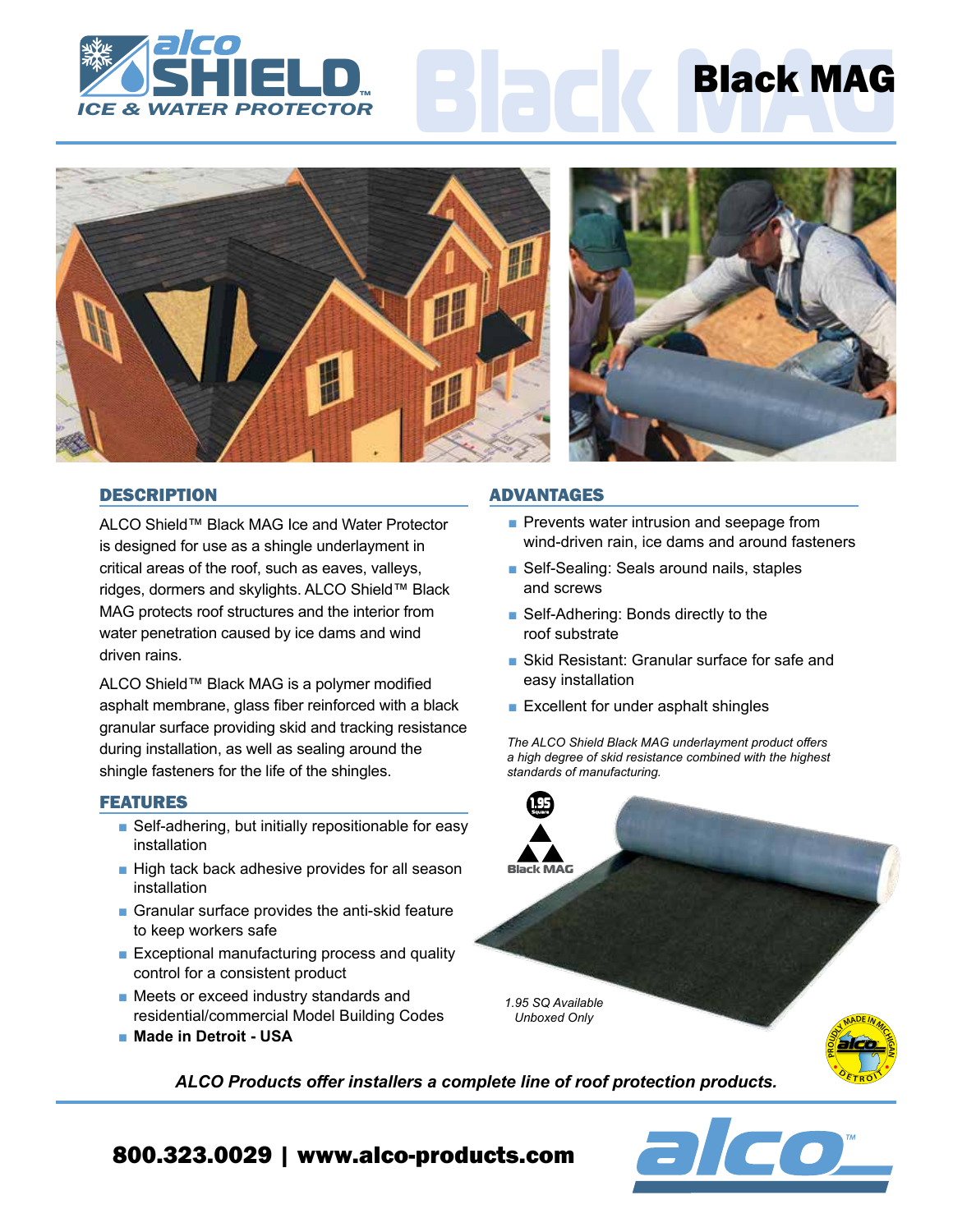# ALCO SHIELD™ ICE & WATER PROTECTOR

# Black MAG

## DESCRIPTION

ALCO Shield™ Black MAG Ice and Water Protector is designed for use as a shingle underlayment in critical areas of the roof, such as eaves, valleys, ridges, dormers and skylights. ALCO Shield™ Black MAG protects roof structures and the interior from water penetration caused by ice dams and wind driven rains.

ALCO Shield™ Black MAG is a polymer modified asphalt membrane, glass fiber reinforced with a black granular surface providing skid and tracking resistance during installation, as well as sealing around the shingle fasteners for the life of the shingles.

## FEATURES

- Self-adhering, but initially repositionable for easy installation
- High tack back adhesive provides for all season installation
- Granular surface provides the anti-skid feature to keep workers safe
- Exceptional manufacturing process and quality control for a consistent product
- Meets or exceed industry standards and residential/commercial Model Building Codes
- **Made in Detroit - USA**

## ADVANTAGES

- Prevents water intrusion and seepage from wind-driven rain, ice dams and around fasteners
- Self-Sealing: Seals around nails, staples and screws
- Self-Adhering: Bonds directly to the roof substrate
- Skid Resistant: Granular surface for safe and easy installation
- Excellent for under asphalt shingles

*The ALCO Shield Black MAG underlayment product offers a high degree of skid resistance combined with the highest standards of manufacturing.*

1.95 Square

Black MAG

*1.95 SQ Available Unboxed Only*

PROUDLY MADE IN MICHIGAN alco DETROIT

***ALCO Products offer installers a complete line of roof protection products.***

**800.323.0029 | www.alco-products.com**

alco™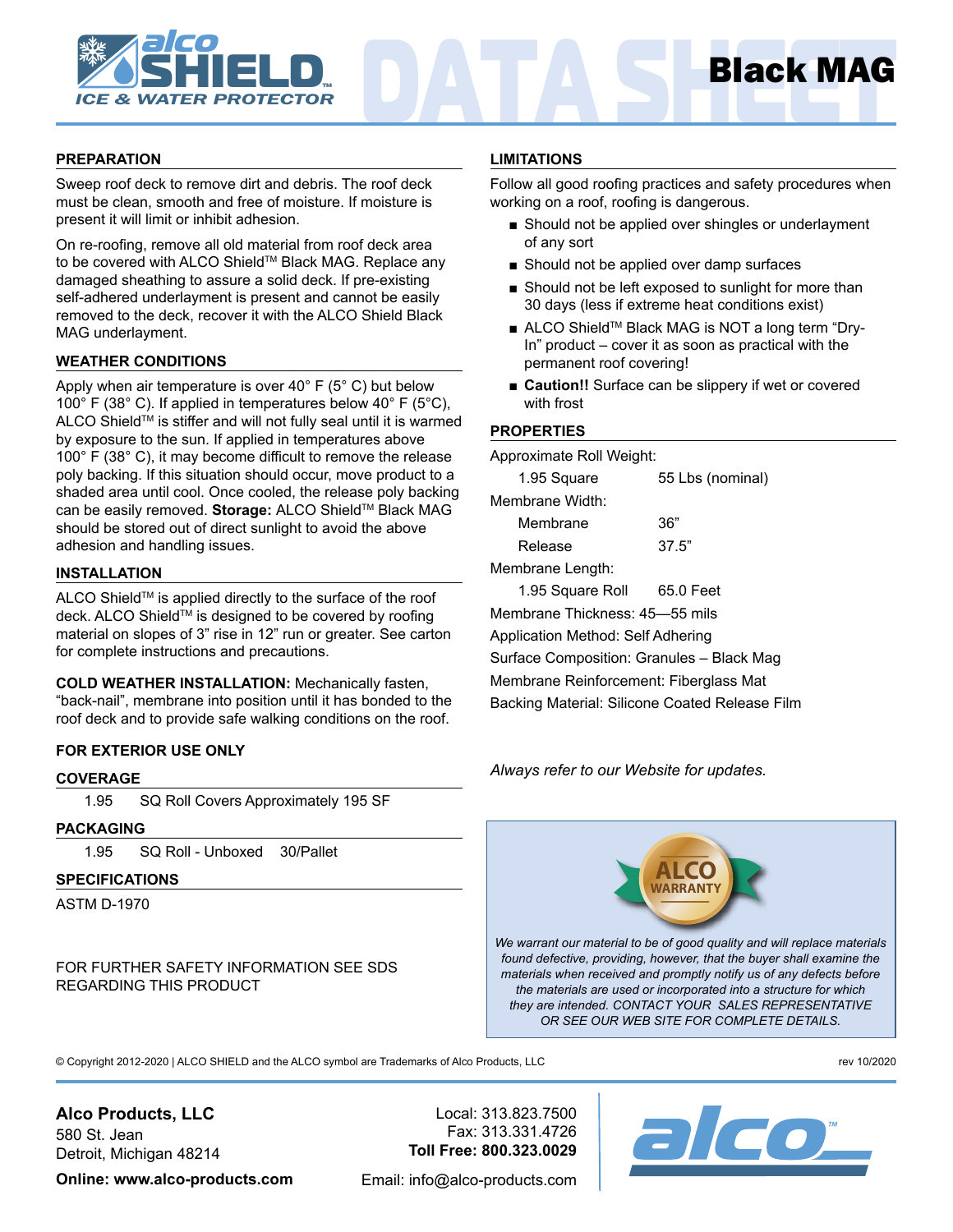# Black MAG

## PREPARATION

Sweep roof deck to remove dirt and debris. The roof deck must be clean, smooth and free of moisture. If moisture is present it will limit or inhibit adhesion.

On re-roofing, remove all old material from roof deck area to be covered with ALCO Shield™ Black MAG. Replace any damaged sheathing to assure a solid deck. If pre-existing self-adhered underlayment is present and cannot be easily removed to the deck, recover it with the ALCO Shield Black MAG underlayment.

## WEATHER CONDITIONS

Apply when air temperature is over 40° F (5° C) but below 100° F (38° C). If applied in temperatures below 40° F (5°C), ALCO Shield™ is stiffer and will not fully seal until it is warmed by exposure to the sun. If applied in temperatures above 100° F (38° C), it may become difficult to remove the release poly backing. If this situation should occur, move product to a shaded area until cool. Once cooled, the release poly backing can be easily removed. **Storage:** ALCO Shield™ Black MAG should be stored out of direct sunlight to avoid the above adhesion and handling issues.

## INSTALLATION

ALCO Shield™ is applied directly to the surface of the roof deck. ALCO Shield™ is designed to be covered by roofing material on slopes of 3" rise in 12" run or greater. See carton for complete instructions and precautions.

**COLD WEATHER INSTALLATION:** Mechanically fasten, "back-nail", membrane into position until it has bonded to the roof deck and to provide safe walking conditions on the roof.

**FOR EXTERIOR USE ONLY**

## COVERAGE

1.95 SQ Roll Covers Approximately 195 SF

## PACKAGING

1.95 SQ Roll - Unboxed 30/Pallet

## SPECIFICATIONS

ASTM D-1970

FOR FURTHER SAFETY INFORMATION SEE SDS REGARDING THIS PRODUCT

## LIMITATIONS

Follow all good roofing practices and safety procedures when working on a roof, roofing is dangerous.

- Should not be applied over shingles or underlayment of any sort
- Should not be applied over damp surfaces
- Should not be left exposed to sunlight for more than 30 days (less if extreme heat conditions exist)
- ALCO Shield™ Black MAG is NOT a long term "Dry-In" product – cover it as soon as practical with the permanent roof covering!
- **Caution!!** Surface can be slippery if wet or covered with frost

## PROPERTIES

Approximate Roll Weight:

| | |
|---|---|
| 1.95 Square | 55 Lbs (nominal) |

Membrane Width:

| | |
|---|---|
| Membrane | 36" |
| Release | 37.5" |

Membrane Length:

| | |
|---|---|
| 1.95 Square Roll | 65.0 Feet |

Membrane Thickness: 45—55 mils

Application Method: Self Adhering

Surface Composition: Granules – Black Mag

Membrane Reinforcement: Fiberglass Mat

Backing Material: Silicone Coated Release Film

*Always refer to our Website for updates.*

ALCO WARRANTY

*We warrant our material to be of good quality and will replace materials found defective, providing, however, that the buyer shall examine the materials when received and promptly notify us of any defects before the materials are used or incorporated into a structure for which they are intended. CONTACT YOUR SALES REPRESENTATIVE OR SEE OUR WEB SITE FOR COMPLETE DETAILS.*

© Copyright 2012-2020 | ALCO SHIELD and the ALCO symbol are Trademarks of Alco Products, LLC

rev 10/2020

**Alco Products, LLC**
580 St. Jean
Detroit, Michigan 48214
**Online: www.alco-products.com**

Local: 313.823.7500
Fax: 313.331.4726
**Toll Free: 800.323.0029**
Email: info@alco-products.com